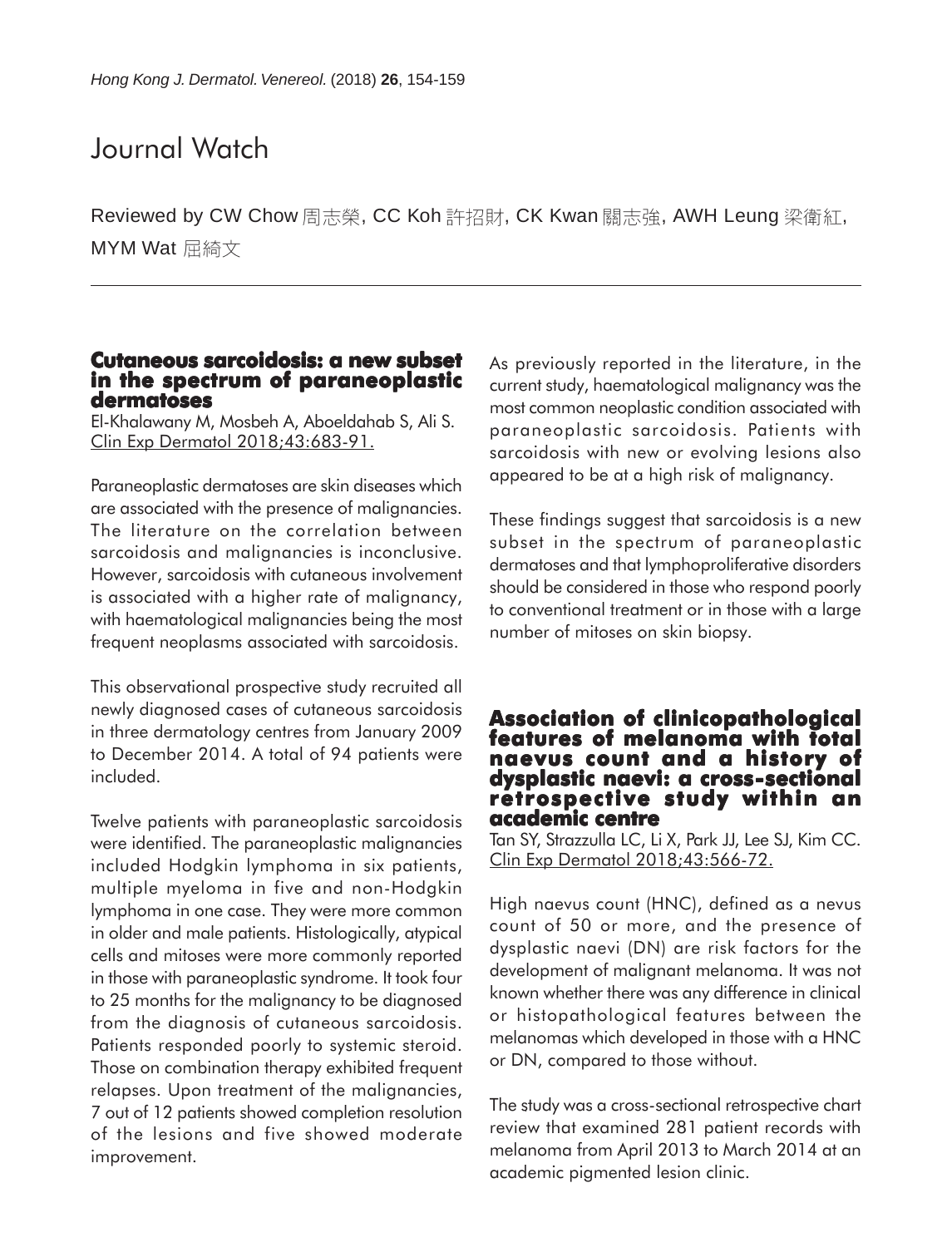# Journal Watch

Reviewed by CW Chow 周志榮, CC Koh 許招財, CK Kwan 關志強, AWH Leung 梁衛紅, MYM Wat 屈綺文

## Cutaneous sarcoidosis: a new subset in the spectrum of paraneoplastic dermatoses

El-Khalawany M, Mosbeh A, Aboeldahab S, Ali S. Clin Exp Dermatol 2018;43:683-91.

Paraneoplastic dermatoses are skin diseases which are associated with the presence of malignancies. The literature on the correlation between sarcoidosis and malignancies is inconclusive. However, sarcoidosis with cutaneous involvement is associated with a higher rate of malignancy, with haematological malignancies being the most frequent neoplasms associated with sarcoidosis.

This observational prospective study recruited all newly diagnosed cases of cutaneous sarcoidosis in three dermatology centres from January 2009 to December 2014. A total of 94 patients were included.

Twelve patients with paraneoplastic sarcoidosis were identified. The paraneoplastic malignancies included Hodgkin lymphoma in six patients, multiple myeloma in five and non-Hodgkin lymphoma in one case. They were more common in older and male patients. Histologically, atypical cells and mitoses were more commonly reported in those with paraneoplastic syndrome. It took four to 25 months for the malignancy to be diagnosed from the diagnosis of cutaneous sarcoidosis. Patients responded poorly to systemic steroid. Those on combination therapy exhibited frequent relapses. Upon treatment of the malignancies, 7 out of 12 patients showed completion resolution of the lesions and five showed moderate improvement.

As previously reported in the literature, in the current study, haematological malignancy was the most common neoplastic condition associated with paraneoplastic sarcoidosis. Patients with sarcoidosis with new or evolving lesions also appeared to be at a high risk of malignancy.

These findings suggest that sarcoidosis is a new subset in the spectrum of paraneoplastic dermatoses and that lymphoproliferative disorders should be considered in those who respond poorly to conventional treatment or in those with a large number of mitoses on skin biopsy.

## Association of clinicopathological features of melanoma with total naevus count and a history of dysplastic naevi: a cross-sectional retrospective study within an academic centre

Tan SY, Strazzulla LC, Li X, Park JJ, Lee SJ, Kim CC. Clin Exp Dermatol 2018;43:566-72.

High naevus count (HNC), defined as a nevus count of 50 or more, and the presence of dysplastic naevi (DN) are risk factors for the development of malignant melanoma. It was not known whether there was any difference in clinical or histopathological features between the melanomas which developed in those with a HNC or DN, compared to those without.

The study was a cross-sectional retrospective chart review that examined 281 patient records with melanoma from April 2013 to March 2014 at an academic pigmented lesion clinic.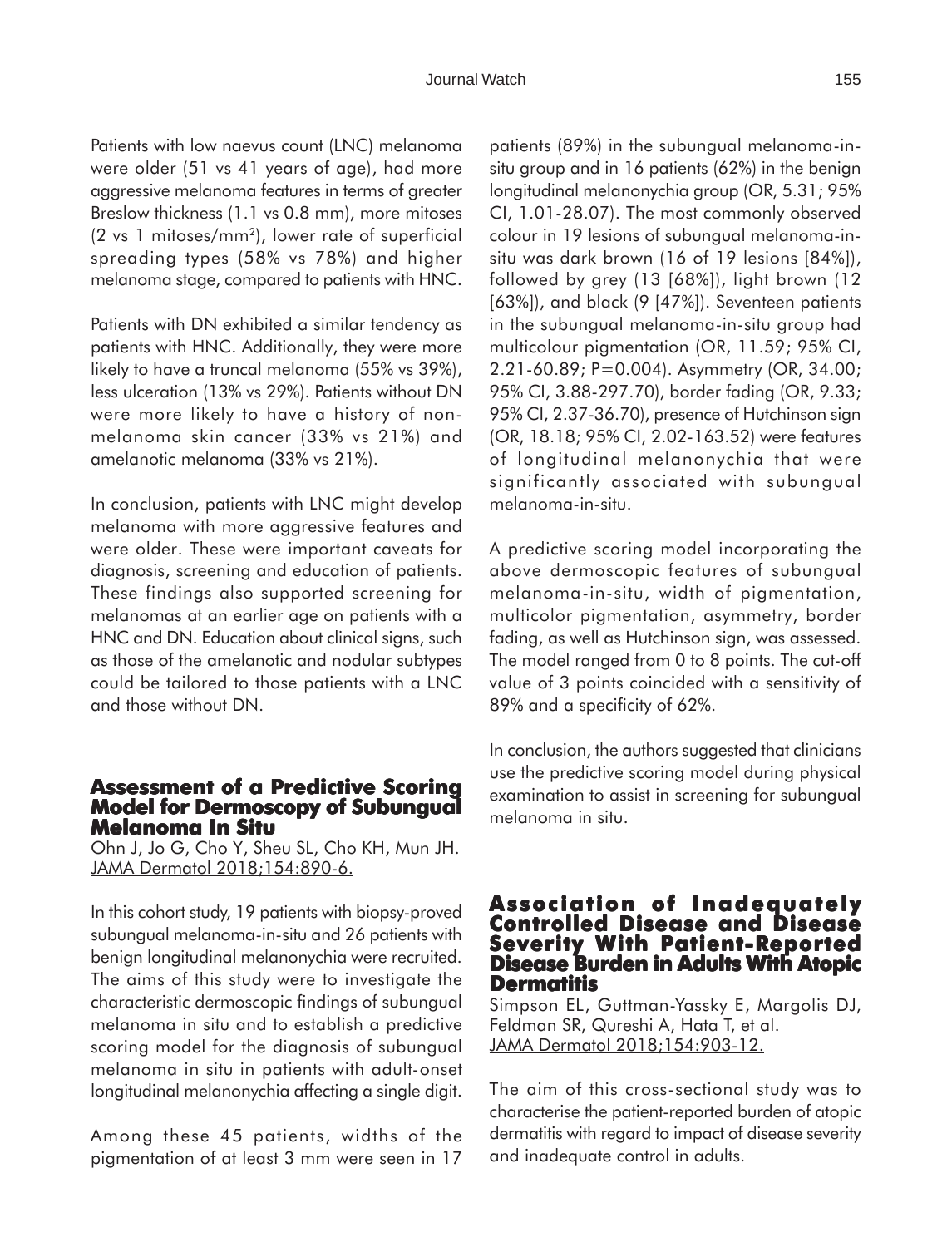Patients with low naevus count (LNC) melanoma were older (51 vs 41 years of age), had more aggressive melanoma features in terms of greater Breslow thickness (1.1 vs 0.8 mm), more mitoses (2 vs 1 mitoses/mm$^2$), lower rate of superficial spreading types (58% vs 78%) and higher melanoma stage, compared to patients with HNC.

Patients with DN exhibited a similar tendency as patients with HNC. Additionally, they were more likely to have a truncal melanoma (55% vs 39%), less ulceration (13% vs 29%). Patients without DN were more likely to have a history of non-melanoma skin cancer (33% vs 21%) and amelanotic melanoma (33% vs 21%).

In conclusion, patients with LNC might develop melanoma with more aggressive features and were older. These were important caveats for diagnosis, screening and education of patients. These findings also supported screening for melanomas at an earlier age on patients with a HNC and DN. Education about clinical signs, such as those of the amelanotic and nodular subtypes could be tailored to those patients with a LNC and those without DN.

## Assessment of a Predictive Scoring Model for Dermoscopy of Subungual Melanoma In Situ

Ohn J, Jo G, Cho Y, Sheu SL, Cho KH, Mun JH. JAMA Dermatol 2018;154:890-6.

In this cohort study, 19 patients with biopsy-proved subungual melanoma-in-situ and 26 patients with benign longitudinal melanonychia were recruited. The aims of this study were to investigate the characteristic dermoscopic findings of subungual melanoma in situ and to establish a predictive scoring model for the diagnosis of subungual melanoma in situ in patients with adult-onset longitudinal melanonychia affecting a single digit.

Among these 45 patients, widths of the pigmentation of at least 3 mm were seen in 17 patients (89%) in the subungual melanoma-in-situ group and in 16 patients (62%) in the benign longitudinal melanonychia group (OR, 5.31; 95% CI, 1.01-28.07). The most commonly observed colour in 19 lesions of subungual melanoma-in-situ was dark brown (16 of 19 lesions [84%]), followed by grey (13 [68%]), light brown (12 [63%]), and black (9 [47%]). Seventeen patients in the subungual melanoma-in-situ group had multicolour pigmentation (OR, 11.59; 95% CI, 2.21-60.89; P=0.004). Asymmetry (OR, 34.00; 95% CI, 3.88-297.70), border fading (OR, 9.33; 95% CI, 2.37-36.70), presence of Hutchinson sign (OR, 18.18; 95% CI, 2.02-163.52) were features of longitudinal melanonychia that were significantly associated with subungual melanoma-in-situ.

A predictive scoring model incorporating the above dermoscopic features of subungual melanoma-in-situ, width of pigmentation, multicolor pigmentation, asymmetry, border fading, as well as Hutchinson sign, was assessed. The model ranged from 0 to 8 points. The cut-off value of 3 points coincided with a sensitivity of 89% and a specificity of 62%.

In conclusion, the authors suggested that clinicians use the predictive scoring model during physical examination to assist in screening for subungual melanoma in situ.

## Association of Inadequately Controlled Disease and Disease Severity With Patient-Reported Disease Burden in Adults With Atopic Dermatitis

Simpson EL, Guttman-Yassky E, Margolis DJ, Feldman SR, Qureshi A, Hata T, et al. JAMA Dermatol 2018;154:903-12.

The aim of this cross-sectional study was to characterise the patient-reported burden of atopic dermatitis with regard to impact of disease severity and inadequate control in adults.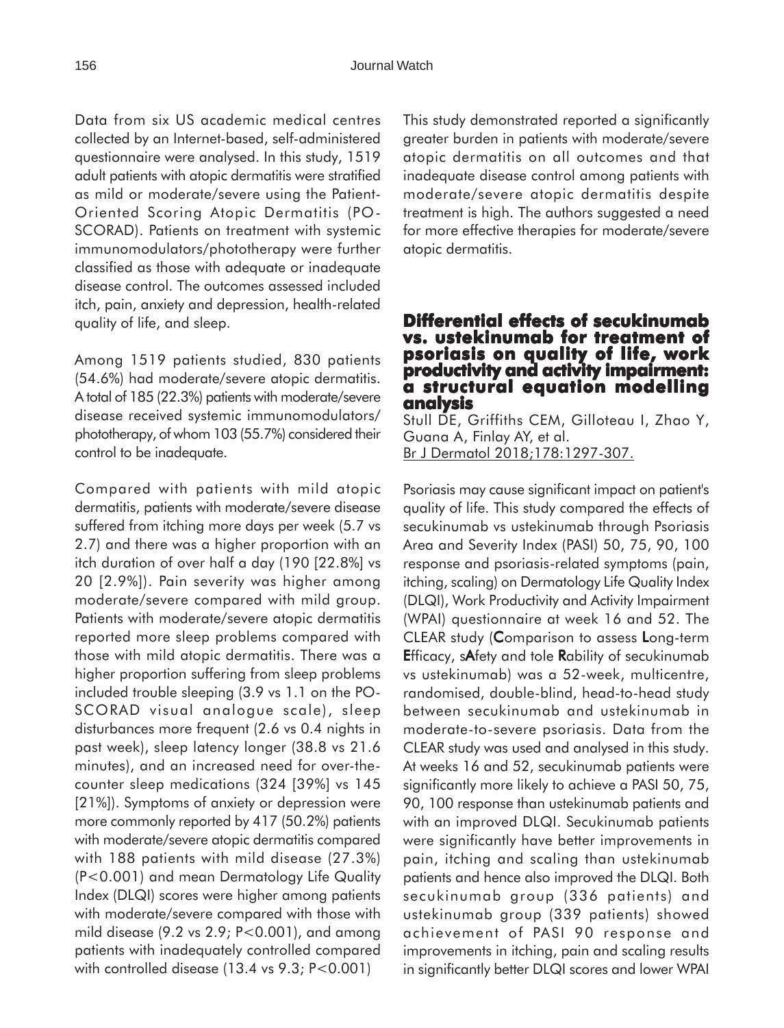Data from six US academic medical centres collected by an Internet-based, self-administered questionnaire were analysed. In this study, 1519 adult patients with atopic dermatitis were stratified as mild or moderate/severe using the Patient-Oriented Scoring Atopic Dermatitis (PO-SCORAD). Patients on treatment with systemic immunomodulators/phototherapy were further classified as those with adequate or inadequate disease control. The outcomes assessed included itch, pain, anxiety and depression, health-related quality of life, and sleep.

Among 1519 patients studied, 830 patients (54.6%) had moderate/severe atopic dermatitis. A total of 185 (22.3%) patients with moderate/severe disease received systemic immunomodulators/phototherapy, of whom 103 (55.7%) considered their control to be inadequate.

Compared with patients with mild atopic dermatitis, patients with moderate/severe disease suffered from itching more days per week (5.7 vs 2.7) and there was a higher proportion with an itch duration of over half a day (190 [22.8%] vs 20 [2.9%]). Pain severity was higher among moderate/severe compared with mild group. Patients with moderate/severe atopic dermatitis reported more sleep problems compared with those with mild atopic dermatitis. There was a higher proportion suffering from sleep problems included trouble sleeping (3.9 vs 1.1 on the PO-SCORAD visual analogue scale), sleep disturbances more frequent (2.6 vs 0.4 nights in past week), sleep latency longer (38.8 vs 21.6 minutes), and an increased need for over-the-counter sleep medications (324 [39%] vs 145 [21%]). Symptoms of anxiety or depression were more commonly reported by 417 (50.2%) patients with moderate/severe atopic dermatitis compared with 188 patients with mild disease (27.3%) ($P<0.001$) and mean Dermatology Life Quality Index (DLQI) scores were higher among patients with moderate/severe compared with those with mild disease (9.2 vs 2.9; $P<0.001$), and among patients with inadequately controlled compared with controlled disease (13.4 vs 9.3; $P<0.001$)

This study demonstrated reported a significantly greater burden in patients with moderate/severe atopic dermatitis on all outcomes and that inadequate disease control among patients with moderate/severe atopic dermatitis despite treatment is high. The authors suggested a need for more effective therapies for moderate/severe atopic dermatitis.

## Differential effects of secukinumab vs. ustekinumab for treatment of psoriasis on quality of life, work productivity and activity impairment: a structural equation modelling analysis

Stull DE, Griffiths CEM, Gilloteau I, Zhao Y, Guana A, Finlay AY, et al.
Br J Dermatol 2018;178:1297-307.

Psoriasis may cause significant impact on patient's quality of life. This study compared the effects of secukinumab vs ustekinumab through Psoriasis Area and Severity Index (PASI) 50, 75, 90, 100 response and psoriasis-related symptoms (pain, itching, scaling) on Dermatology Life Quality Index (DLQI), Work Productivity and Activity Impairment (WPAI) questionnaire at week 16 and 52. The CLEAR study (**C**omparison to assess **L**ong-term **E**fficacy, s**A**fety and tole **R**ability of secukinumab vs ustekinumab) was a 52-week, multicentre, randomised, double-blind, head-to-head study between secukinumab and ustekinumab in moderate-to-severe psoriasis. Data from the CLEAR study was used and analysed in this study. At weeks 16 and 52, secukinumab patients were significantly more likely to achieve a PASI 50, 75, 90, 100 response than ustekinumab patients and with an improved DLQI. Secukinumab patients were significantly have better improvements in pain, itching and scaling than ustekinumab patients and hence also improved the DLQI. Both secukinumab group (336 patients) and ustekinumab group (339 patients) showed achievement of PASI 90 response and improvements in itching, pain and scaling results in significantly better DLQI scores and lower WPAI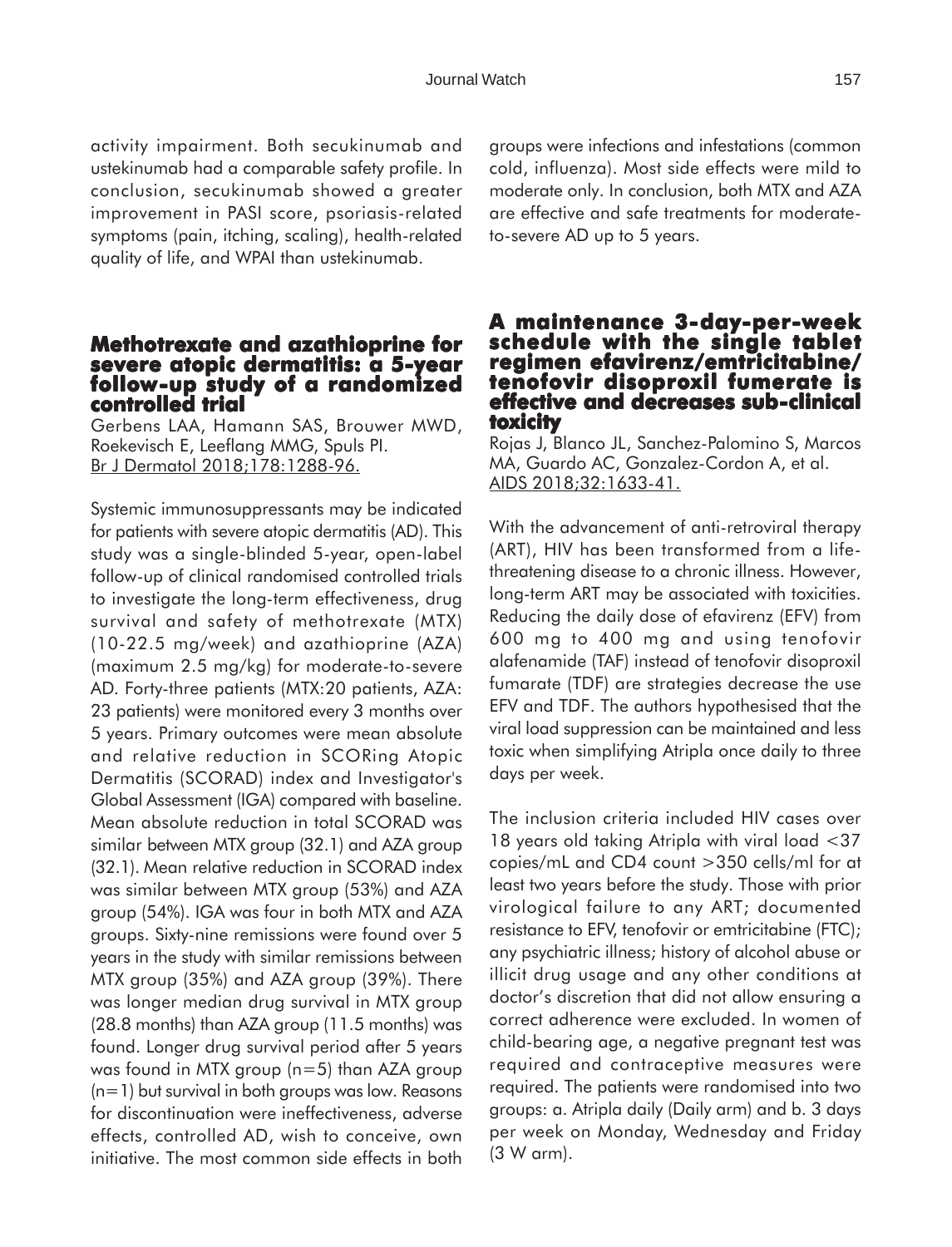activity impairment. Both secukinumab and ustekinumab had a comparable safety profile. In conclusion, secukinumab showed a greater improvement in PASI score, psoriasis-related symptoms (pain, itching, scaling), health-related quality of life, and WPAI than ustekinumab.

## Methotrexate and azathioprine for severe atopic dermatitis: a 5-year follow-up study of a randomized controlled trial

Gerbens LAA, Hamann SAS, Brouwer MWD, Roekevisch E, Leeflang MMG, Spuls PI.
Br J Dermatol 2018;178:1288-96.

Systemic immunosuppressants may be indicated for patients with severe atopic dermatitis (AD). This study was a single-blinded 5-year, open-label follow-up of clinical randomised controlled trials to investigate the long-term effectiveness, drug survival and safety of methotrexate (MTX) (10-22.5 mg/week) and azathioprine (AZA) (maximum 2.5 mg/kg) for moderate-to-severe AD. Forty-three patients (MTX:20 patients, AZA: 23 patients) were monitored every 3 months over 5 years. Primary outcomes were mean absolute and relative reduction in SCORing Atopic Dermatitis (SCORAD) index and Investigator's Global Assessment (IGA) compared with baseline. Mean absolute reduction in total SCORAD was similar between MTX group (32.1) and AZA group (32.1). Mean relative reduction in SCORAD index was similar between MTX group (53%) and AZA group (54%). IGA was four in both MTX and AZA groups. Sixty-nine remissions were found over 5 years in the study with similar remissions between MTX group (35%) and AZA group (39%). There was longer median drug survival in MTX group (28.8 months) than AZA group (11.5 months) was found. Longer drug survival period after 5 years was found in MTX group (n=5) than AZA group (n=1) but survival in both groups was low. Reasons for discontinuation were ineffectiveness, adverse effects, controlled AD, wish to conceive, own initiative. The most common side effects in both groups were infections and infestations (common cold, influenza). Most side effects were mild to moderate only. In conclusion, both MTX and AZA are effective and safe treatments for moderate-to-severe AD up to 5 years.

## A maintenance 3-day-per-week schedule with the single tablet regimen efavirenz/emtricitabine/tenofovir disoproxil fumerate is effective and decreases sub-clinical toxicity

Rojas J, Blanco JL, Sanchez-Palomino S, Marcos MA, Guardo AC, Gonzalez-Cordon A, et al.
AIDS 2018;32:1633-41.

With the advancement of anti-retroviral therapy (ART), HIV has been transformed from a life-threatening disease to a chronic illness. However, long-term ART may be associated with toxicities. Reducing the daily dose of efavirenz (EFV) from 600 mg to 400 mg and using tenofovir alafenamide (TAF) instead of tenofovir disoproxil fumarate (TDF) are strategies decrease the use EFV and TDF. The authors hypothesised that the viral load suppression can be maintained and less toxic when simplifying Atripla once daily to three days per week.

The inclusion criteria included HIV cases over 18 years old taking Atripla with viral load <37 copies/mL and CD4 count >350 cells/ml for at least two years before the study. Those with prior virological failure to any ART; documented resistance to EFV, tenofovir or emtricitabine (FTC); any psychiatric illness; history of alcohol abuse or illicit drug usage and any other conditions at doctor's discretion that did not allow ensuring a correct adherence were excluded. In women of child-bearing age, a negative pregnant test was required and contraceptive measures were required. The patients were randomised into two groups: a. Atripla daily (Daily arm) and b. 3 days per week on Monday, Wednesday and Friday (3 W arm).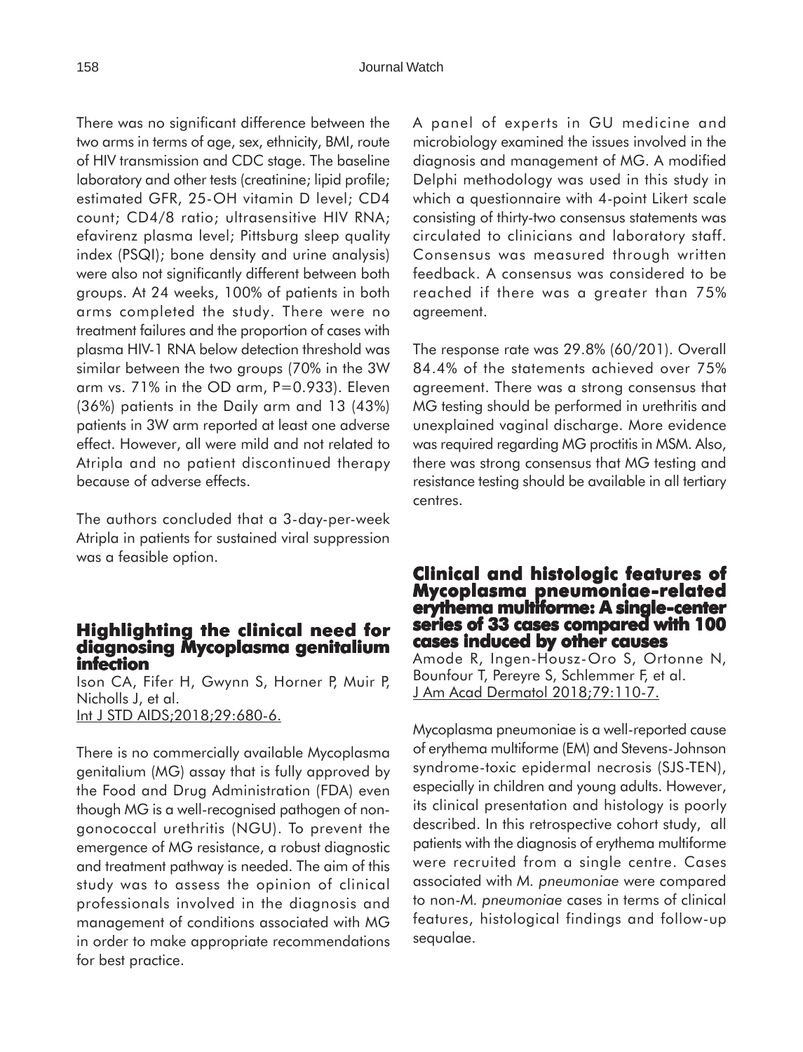There was no significant difference between the two arms in terms of age, sex, ethnicity, BMI, route of HIV transmission and CDC stage. The baseline laboratory and other tests (creatinine; lipid profile; estimated GFR, 25-OH vitamin D level; CD4 count; CD4/8 ratio; ultrasensitive HIV RNA; efavirenz plasma level; Pittsburg sleep quality index (PSQI); bone density and urine analysis) were also not significantly different between both groups. At 24 weeks, 100% of patients in both arms completed the study. There were no treatment failures and the proportion of cases with plasma HIV-1 RNA below detection threshold was similar between the two groups (70% in the 3W arm vs. 71% in the OD arm, P=0.933). Eleven (36%) patients in the Daily arm and 13 (43%) patients in 3W arm reported at least one adverse effect. However, all were mild and not related to Atripla and no patient discontinued therapy because of adverse effects.

The authors concluded that a 3-day-per-week Atripla in patients for sustained viral suppression was a feasible option.

## Highlighting the clinical need for diagnosing Mycoplasma genitalium infection

Ison CA, Fifer H, Gwynn S, Horner P, Muir P, Nicholls J, et al.
Int J STD AIDS;2018;29:680-6.

There is no commercially available Mycoplasma genitalium (MG) assay that is fully approved by the Food and Drug Administration (FDA) even though MG is a well-recognised pathogen of non-gonococcal urethritis (NGU). To prevent the emergence of MG resistance, a robust diagnostic and treatment pathway is needed. The aim of this study was to assess the opinion of clinical professionals involved in the diagnosis and management of conditions associated with MG in order to make appropriate recommendations for best practice.

A panel of experts in GU medicine and microbiology examined the issues involved in the diagnosis and management of MG. A modified Delphi methodology was used in this study in which a questionnaire with 4-point Likert scale consisting of thirty-two consensus statements was circulated to clinicians and laboratory staff. Consensus was measured through written feedback. A consensus was considered to be reached if there was a greater than 75% agreement.

The response rate was 29.8% (60/201). Overall 84.4% of the statements achieved over 75% agreement. There was a strong consensus that MG testing should be performed in urethritis and unexplained vaginal discharge. More evidence was required regarding MG proctitis in MSM. Also, there was strong consensus that MG testing and resistance testing should be available in all tertiary centres.

## Clinical and histologic features of Mycoplasma pneumoniae-related erythema multiforme: A single-center series of 33 cases compared with 100 cases induced by other causes

Amode R, Ingen-Housz-Oro S, Ortonne N, Bounfour T, Pereyre S, Schlemmer F, et al.
J Am Acad Dermatol 2018;79:110-7.

Mycoplasma pneumoniae is a well-reported cause of erythema multiforme (EM) and Stevens-Johnson syndrome-toxic epidermal necrosis (SJS-TEN), especially in children and young adults. However, its clinical presentation and histology is poorly described. In this retrospective cohort study, all patients with the diagnosis of erythema multiforme were recruited from a single centre. Cases associated with *M. pneumoniae* were compared to non-*M. pneumoniae* cases in terms of clinical features, histological findings and follow-up sequalae.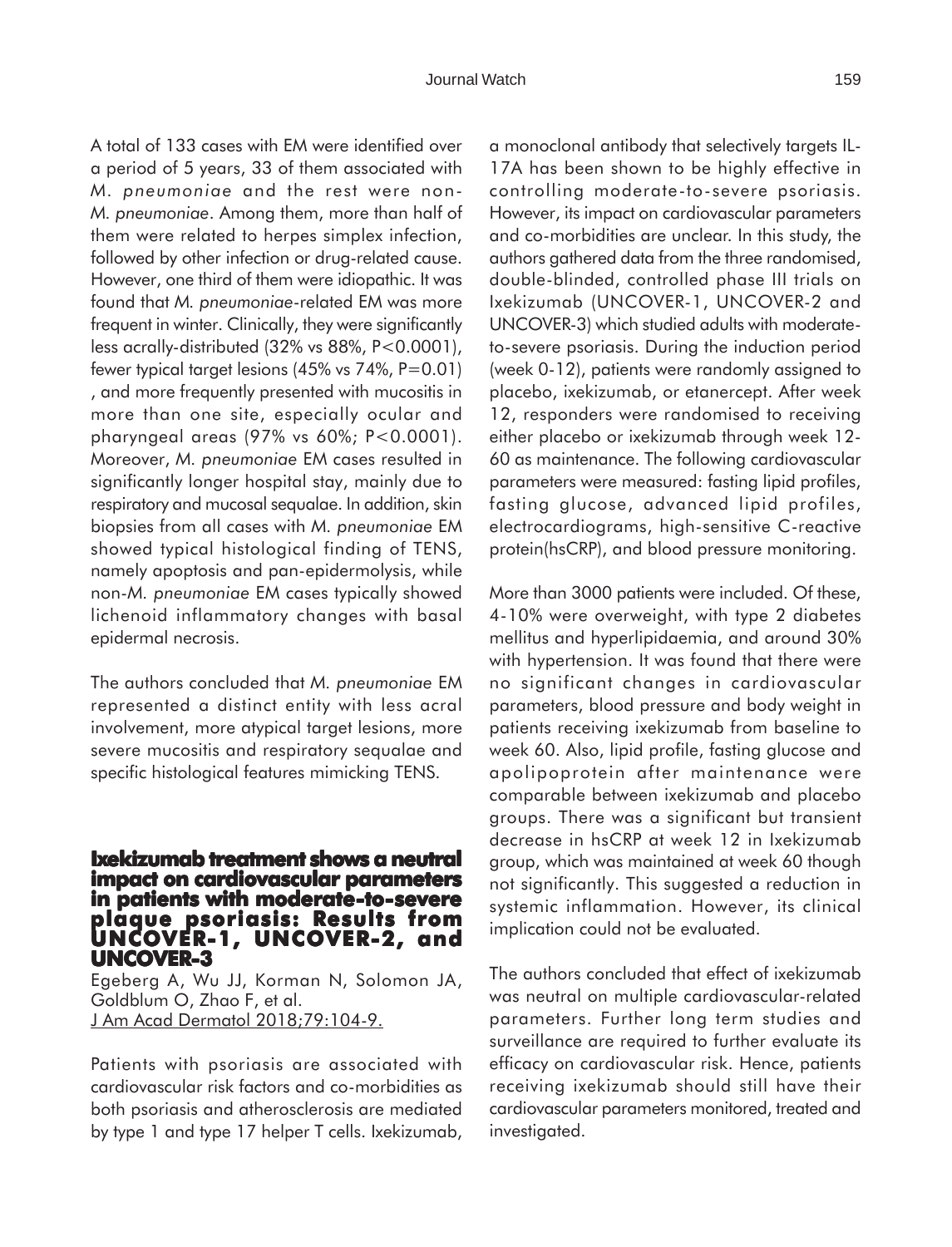A total of 133 cases with EM were identified over a period of 5 years, 33 of them associated with *M. pneumoniae* and the rest were non-*M. pneumoniae*. Among them, more than half of them were related to herpes simplex infection, followed by other infection or drug-related cause. However, one third of them were idiopathic. It was found that *M. pneumoniae*-related EM was more frequent in winter. Clinically, they were significantly less acrally-distributed (32% vs 88%, P<0.0001), fewer typical target lesions (45% vs 74%, P=0.01) , and more frequently presented with mucositis in more than one site, especially ocular and pharyngeal areas (97% vs 60%; P<0.0001). Moreover, *M. pneumoniae* EM cases resulted in significantly longer hospital stay, mainly due to respiratory and mucosal sequalae. In addition, skin biopsies from all cases with *M. pneumoniae* EM showed typical histological finding of TENS, namely apoptosis and pan-epidermolysis, while non-*M. pneumoniae* EM cases typically showed lichenoid inflammatory changes with basal epidermal necrosis.

The authors concluded that *M. pneumoniae* EM represented a distinct entity with less acral involvement, more atypical target lesions, more severe mucositis and respiratory sequalae and specific histological features mimicking TENS.

## Ixekizumab treatment shows a neutral impact on cardiovascular parameters in patients with moderate-to-severe plaque psoriasis: Results from UNCOVER-1, UNCOVER-2, and UNCOVER-3

Egeberg A, Wu JJ, Korman N, Solomon JA, Goldblum O, Zhao F, et al.
J Am Acad Dermatol 2018;79:104-9.

Patients with psoriasis are associated with cardiovascular risk factors and co-morbidities as both psoriasis and atherosclerosis are mediated by type 1 and type 17 helper T cells. Ixekizumab, a monoclonal antibody that selectively targets IL-17A has been shown to be highly effective in controlling moderate-to-severe psoriasis. However, its impact on cardiovascular parameters and co-morbidities are unclear. In this study, the authors gathered data from the three randomised, double-blinded, controlled phase III trials on Ixekizumab (UNCOVER-1, UNCOVER-2 and UNCOVER-3) which studied adults with moderate-to-severe psoriasis. During the induction period (week 0-12), patients were randomly assigned to placebo, ixekizumab, or etanercept. After week 12, responders were randomised to receiving either placebo or ixekizumab through week 12-60 as maintenance. The following cardiovascular parameters were measured: fasting lipid profiles, fasting glucose, advanced lipid profiles, electrocardiograms, high-sensitive C-reactive protein(hsCRP), and blood pressure monitoring.

More than 3000 patients were included. Of these, 4-10% were overweight, with type 2 diabetes mellitus and hyperlipidaemia, and around 30% with hypertension. It was found that there were no significant changes in cardiovascular parameters, blood pressure and body weight in patients receiving ixekizumab from baseline to week 60. Also, lipid profile, fasting glucose and apolipoprotein after maintenance were comparable between ixekizumab and placebo groups. There was a significant but transient decrease in hsCRP at week 12 in Ixekizumab group, which was maintained at week 60 though not significantly. This suggested a reduction in systemic inflammation. However, its clinical implication could not be evaluated.

The authors concluded that effect of ixekizumab was neutral on multiple cardiovascular-related parameters. Further long term studies and surveillance are required to further evaluate its efficacy on cardiovascular risk. Hence, patients receiving ixekizumab should still have their cardiovascular parameters monitored, treated and investigated.